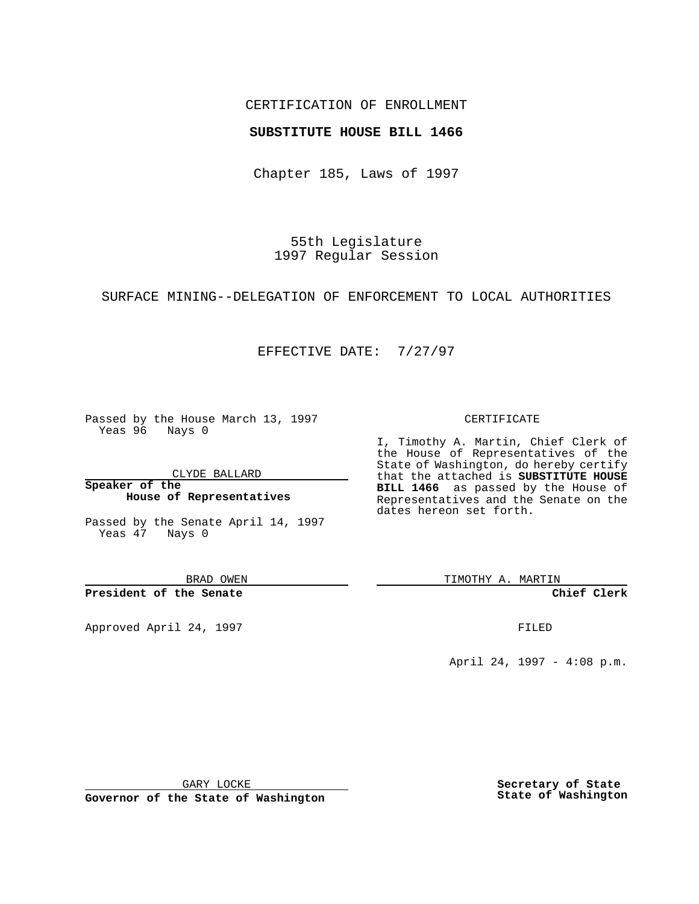CERTIFICATION OF ENROLLMENT

**SUBSTITUTE HOUSE BILL 1466**

Chapter 185, Laws of 1997

55th Legislature
1997 Regular Session

SURFACE MINING--DELEGATION OF ENFORCEMENT TO LOCAL AUTHORITIES

EFFECTIVE DATE: 7/27/97

Passed by the House March 13, 1997
Yeas 96 Nays 0

CLYDE BALLARD

**Speaker of the House of Representatives**

Passed by the Senate April 14, 1997
Yeas 47 Nays 0

BRAD OWEN

**President of the Senate**

Approved April 24, 1997

GARY LOCKE

**Governor of the State of Washington**

CERTIFICATE

I, Timothy A. Martin, Chief Clerk of the House of Representatives of the State of Washington, do hereby certify that the attached is **SUBSTITUTE HOUSE BILL 1466** as passed by the House of Representatives and the Senate on the dates hereon set forth.

TIMOTHY A. MARTIN

**Chief Clerk**

FILED

April 24, 1997 - 4:08 p.m.

**Secretary of State**
**State of Washington**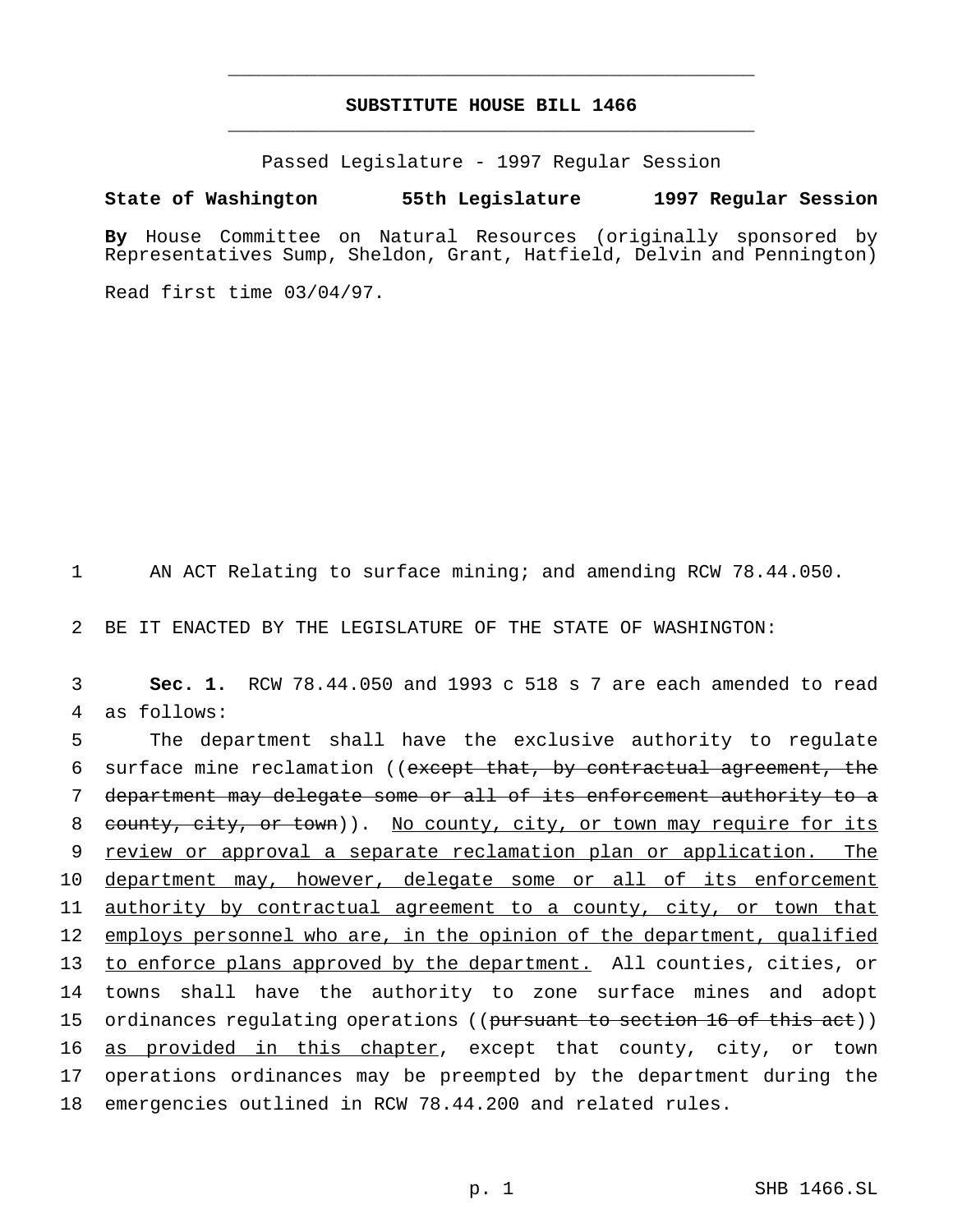# SUBSTITUTE HOUSE BILL 1466

Passed Legislature - 1997 Regular Session

**State of Washington 55th Legislature 1997 Regular Session**

**By** House Committee on Natural Resources (originally sponsored by Representatives Sump, Sheldon, Grant, Hatfield, Delvin and Pennington)

Read first time 03/04/97.

AN ACT Relating to surface mining; and amending RCW 78.44.050.

BE IT ENACTED BY THE LEGISLATURE OF THE STATE OF WASHINGTON:

**Sec. 1.** RCW 78.44.050 and 1993 c 518 s 7 are each amended to read as follows:

The department shall have the exclusive authority to regulate surface mine reclamation ((~~except that, by contractual agreement, the department may delegate some or all of its enforcement authority to a county, city, or town~~)). <u>No county, city, or town may require for its review or approval a separate reclamation plan or application. The department may, however, delegate some or all of its enforcement authority by contractual agreement to a county, city, or town that employs personnel who are, in the opinion of the department, qualified to enforce plans approved by the department.</u> All counties, cities, or towns shall have the authority to zone surface mines and adopt ordinances regulating operations ((~~pursuant to section 16 of this act~~)) <u>as provided in this chapter</u>, except that county, city, or town operations ordinances may be preempted by the department during the emergencies outlined in RCW 78.44.200 and related rules.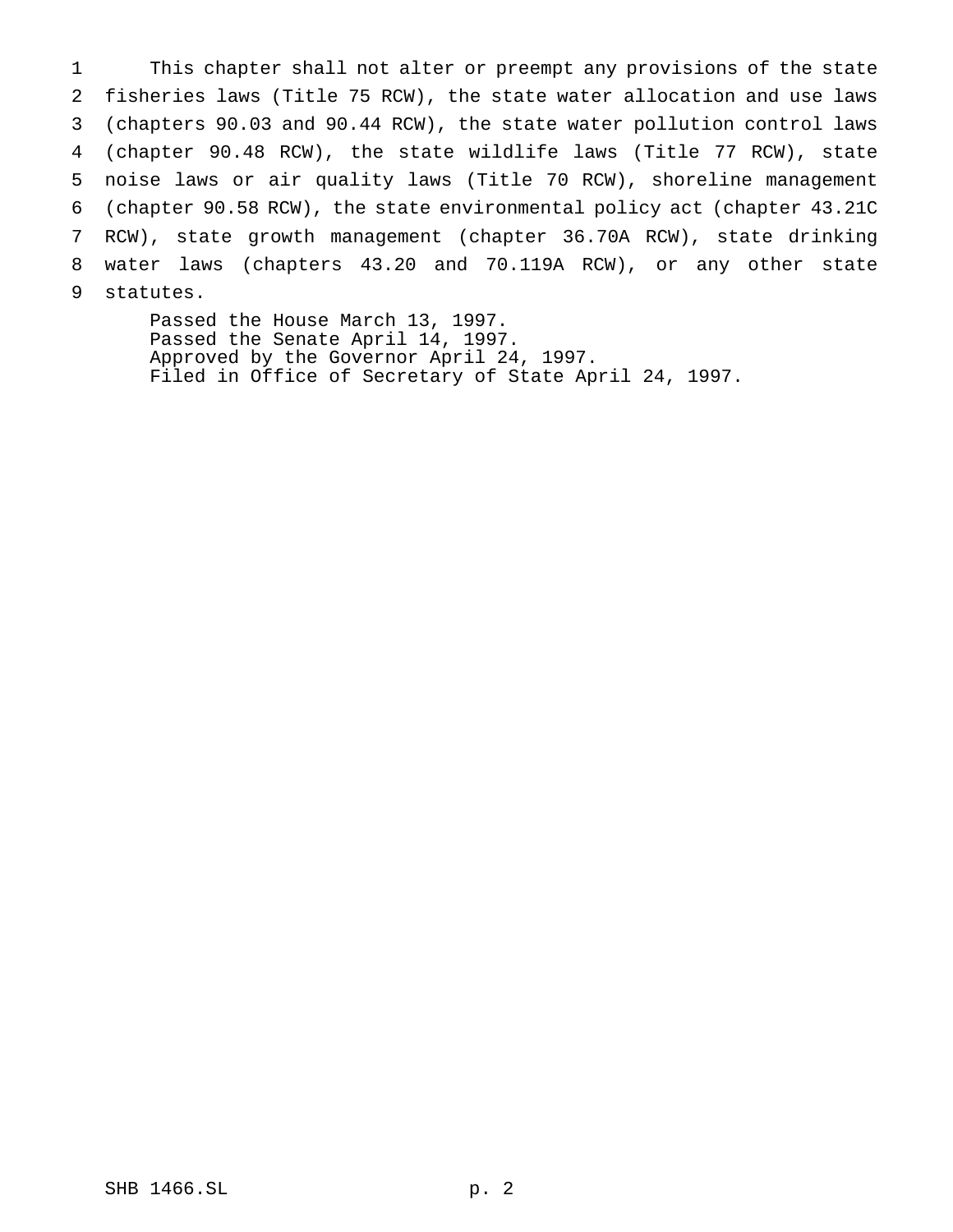This chapter shall not alter or preempt any provisions of the state fisheries laws (Title 75 RCW), the state water allocation and use laws (chapters 90.03 and 90.44 RCW), the state water pollution control laws (chapter 90.48 RCW), the state wildlife laws (Title 77 RCW), state noise laws or air quality laws (Title 70 RCW), shoreline management (chapter 90.58 RCW), the state environmental policy act (chapter 43.21C RCW), state growth management (chapter 36.70A RCW), state drinking water laws (chapters 43.20 and 70.119A RCW), or any other state statutes.

Passed the House March 13, 1997.
Passed the Senate April 14, 1997.
Approved by the Governor April 24, 1997.
Filed in Office of Secretary of State April 24, 1997.